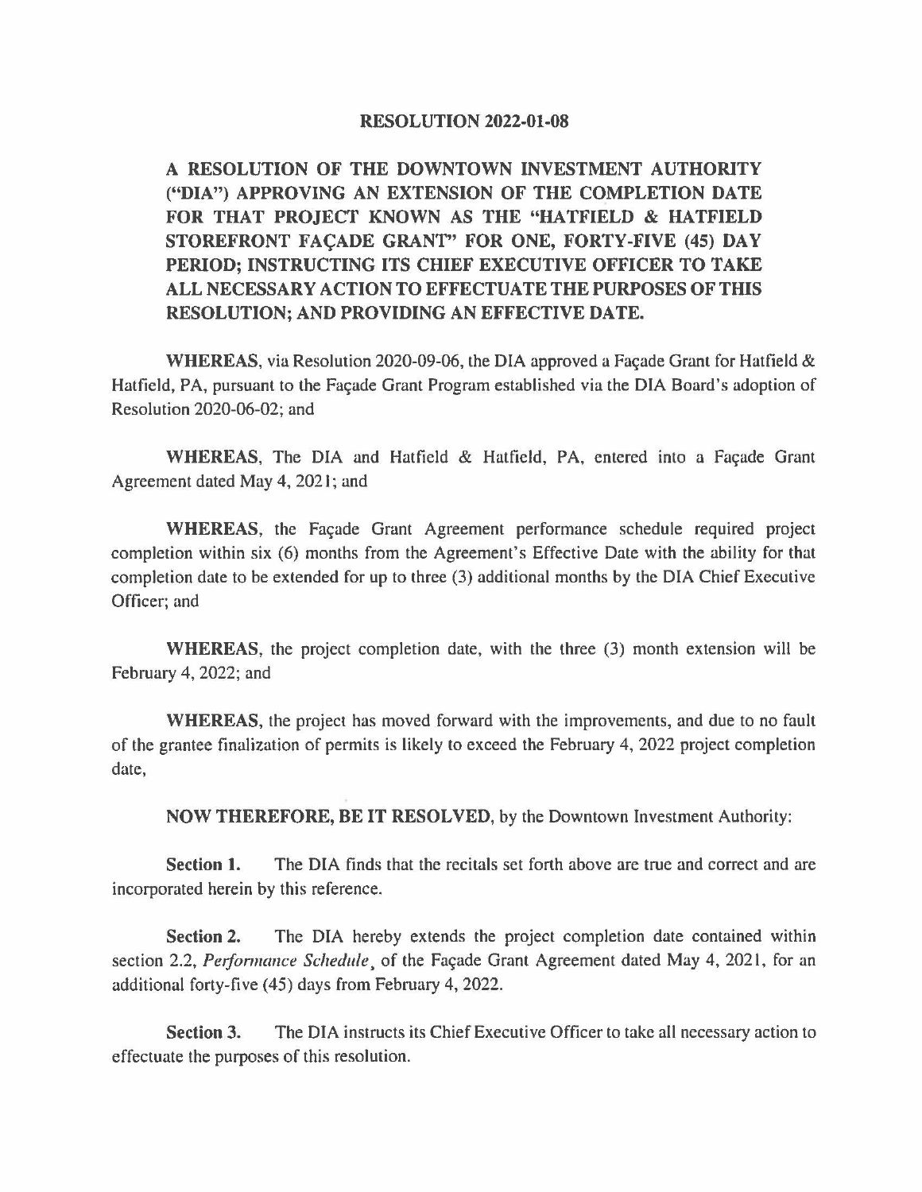# RESOLUTION 2022-01-08

**A RESOLUTION OF THE DOWNTOWN INVESTMENT AUTHORITY ("DIA") APPROVING AN EXTENSION OF THE COMPLETION DATE FOR THAT PROJECT KNOWN AS THE "HATFIELD & HATFIELD STOREFRONT FAÇADE GRANT" FOR ONE, FORTY-FIVE (45) DAY PERIOD; INSTRUCTING ITS CHIEF EXECUTIVE OFFICER TO TAKE ALL NECESSARY ACTION TO EFFECTUATE THE PURPOSES OF THIS RESOLUTION; AND PROVIDING AN EFFECTIVE DATE.**

**WHEREAS**, via Resolution 2020-09-06, the DIA approved a Façade Grant for Hatfield & Hatfield, PA, pursuant to the Façade Grant Program established via the DIA Board's adoption of Resolution 2020-06-02; and

**WHEREAS**, The DIA and Hatfield & Hatfield, PA, entered into a Façade Grant Agreement dated May 4, 2021; and

**WHEREAS**, the Façade Grant Agreement performance schedule required project completion within six (6) months from the Agreement's Effective Date with the ability for that completion date to be extended for up to three (3) additional months by the DIA Chief Executive Officer; and

**WHEREAS**, the project completion date, with the three (3) month extension will be February 4, 2022; and

**WHEREAS**, the project has moved forward with the improvements, and due to no fault of the grantee finalization of permits is likely to exceed the February 4, 2022 project completion date,

**NOW THEREFORE, BE IT RESOLVED**, by the Downtown Investment Authority:

**Section 1.** The DIA finds that the recitals set forth above are true and correct and are incorporated herein by this reference.

**Section 2.** The DIA hereby extends the project completion date contained within section 2.2, *Performance Schedule*, of the Façade Grant Agreement dated May 4, 2021, for an additional forty-five (45) days from February 4, 2022.

**Section 3.** The DIA instructs its Chief Executive Officer to take all necessary action to effectuate the purposes of this resolution.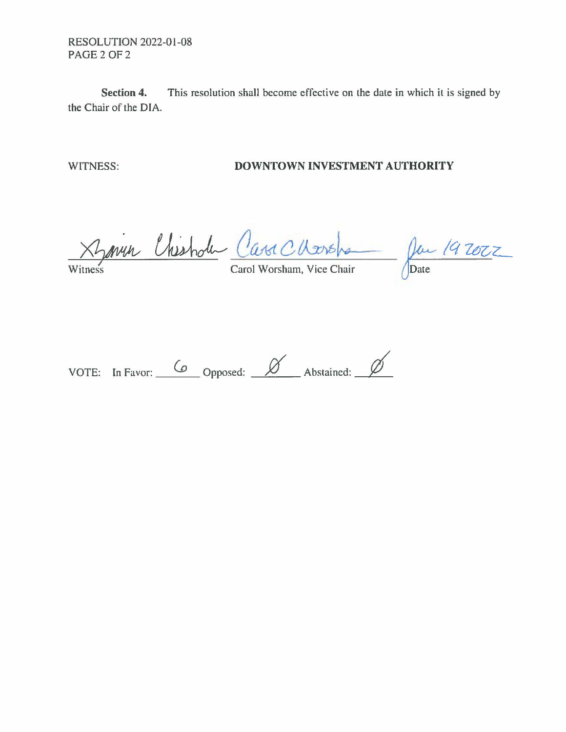**Section 4.** This resolution shall become effective on the date in which it is signed by the Chair of the DIA.

WITNESS: **DOWNTOWN INVESTMENT AUTHORITY**

Xzavier Chisholm Carol C Worsham Jan 19 2022

Witness Carol Worsham, Vice Chair Date

VOTE: In Favor: 6 Opposed: Ø Abstained: Ø